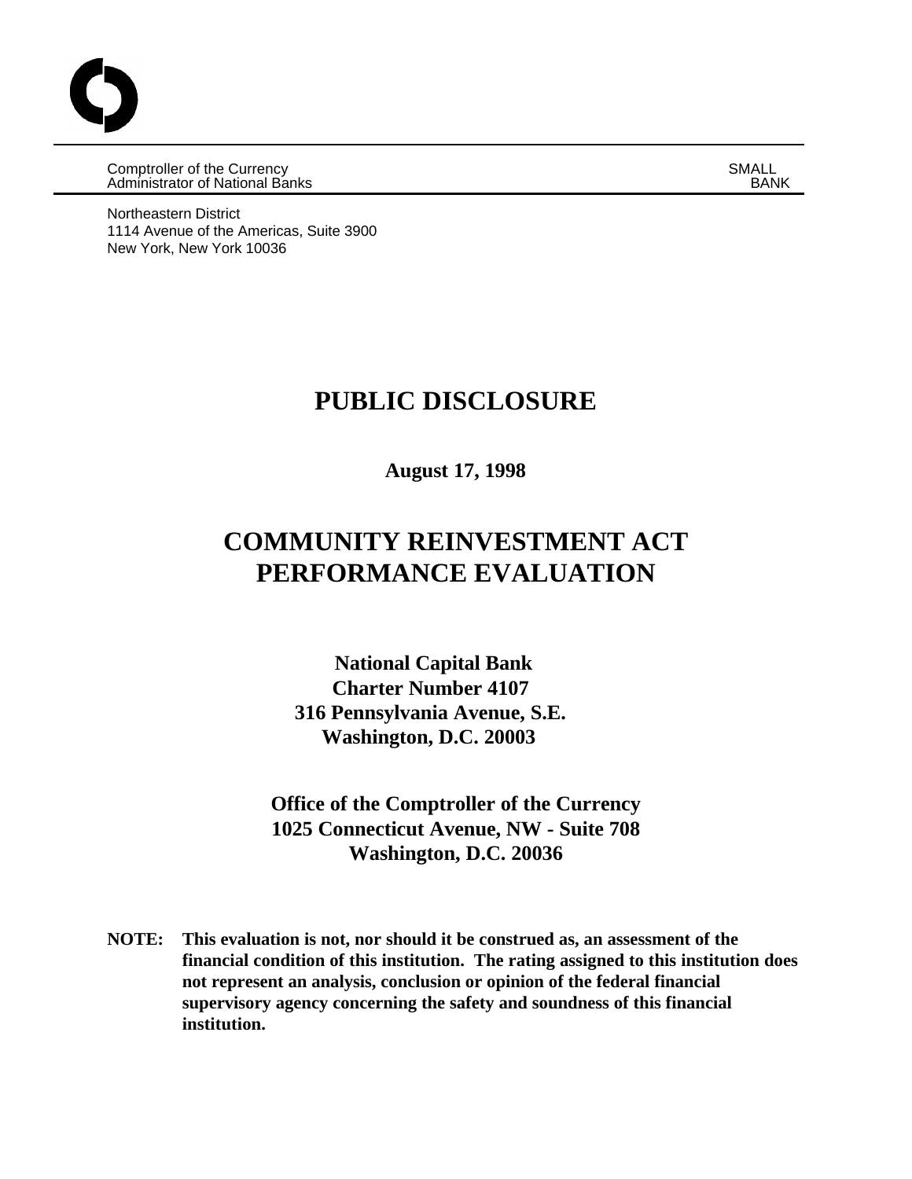Comptroller of the Currency
Administrator of National Banks

SMALL BANK

Northeastern District
1114 Avenue of the Americas, Suite 3900
New York, New York 10036

# PUBLIC DISCLOSURE

**August 17, 1998**

# COMMUNITY REINVESTMENT ACT PERFORMANCE EVALUATION

**National Capital Bank**
**Charter Number 4107**
**316 Pennsylvania Avenue, S.E.**
**Washington, D.C. 20003**

**Office of the Comptroller of the Currency**
**1025 Connecticut Avenue, NW - Suite 708**
**Washington, D.C. 20036**

**NOTE: This evaluation is not, nor should it be construed as, an assessment of the financial condition of this institution. The rating assigned to this institution does not represent an analysis, conclusion or opinion of the federal financial supervisory agency concerning the safety and soundness of this financial institution.**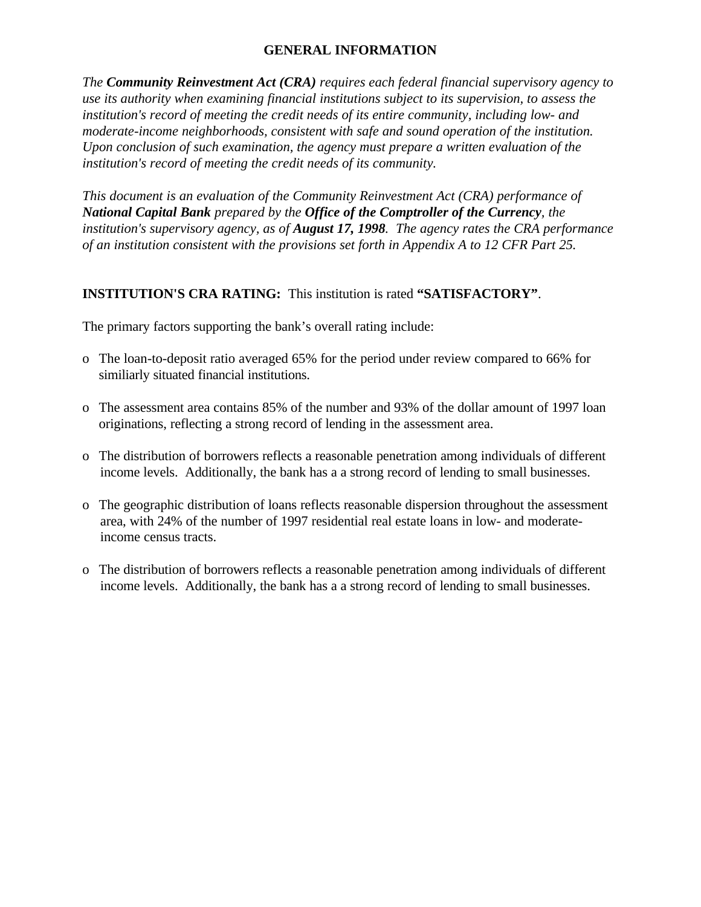# GENERAL INFORMATION

*The **Community Reinvestment Act (CRA)** requires each federal financial supervisory agency to use its authority when examining financial institutions subject to its supervision, to assess the institution's record of meeting the credit needs of its entire community, including low- and moderate-income neighborhoods, consistent with safe and sound operation of the institution. Upon conclusion of such examination, the agency must prepare a written evaluation of the institution's record of meeting the credit needs of its community.*

*This document is an evaluation of the Community Reinvestment Act (CRA) performance of **National Capital Bank** prepared by the **Office of the Comptroller of the Currency**, the institution's supervisory agency, as of **August 17, 1998**. The agency rates the CRA performance of an institution consistent with the provisions set forth in Appendix A to 12 CFR Part 25.*

**INSTITUTION'S CRA RATING:** This institution is rated **"SATISFACTORY"**.

The primary factors supporting the bank's overall rating include:

- The loan-to-deposit ratio averaged 65% for the period under review compared to 66% for similiarly situated financial institutions.
- The assessment area contains 85% of the number and 93% of the dollar amount of 1997 loan originations, reflecting a strong record of lending in the assessment area.
- The distribution of borrowers reflects a reasonable penetration among individuals of different income levels. Additionally, the bank has a a strong record of lending to small businesses.
- The geographic distribution of loans reflects reasonable dispersion throughout the assessment area, with 24% of the number of 1997 residential real estate loans in low- and moderate-income census tracts.
- The distribution of borrowers reflects a reasonable penetration among individuals of different income levels. Additionally, the bank has a a strong record of lending to small businesses.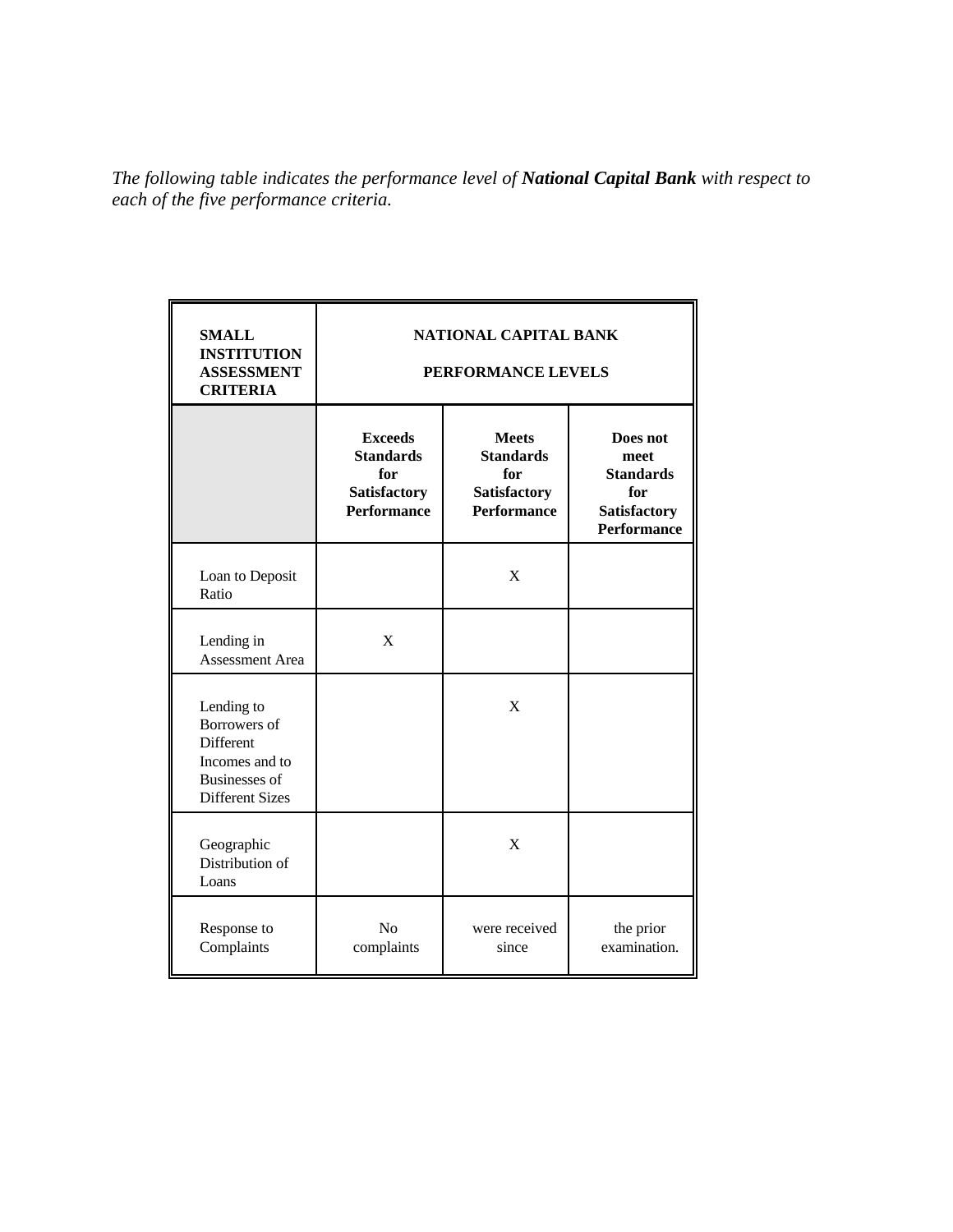*The following table indicates the performance level of **National Capital Bank** with respect to each of the five performance criteria.*

| **SMALL INSTITUTION ASSESSMENT CRITERIA** | **NATIONAL CAPITAL BANK PERFORMANCE LEVELS** | | |
|---|---|---|---|
| | **Exceeds Standards for Satisfactory Performance** | **Meets Standards for Satisfactory Performance** | **Does not meet Standards for Satisfactory Performance** |
| Loan to Deposit Ratio | | X | |
| Lending in Assessment Area | X | | |
| Lending to Borrowers of Different Incomes and to Businesses of Different Sizes | | X | |
| Geographic Distribution of Loans | | X | |
| Response to Complaints | No complaints | were received since | the prior examination. |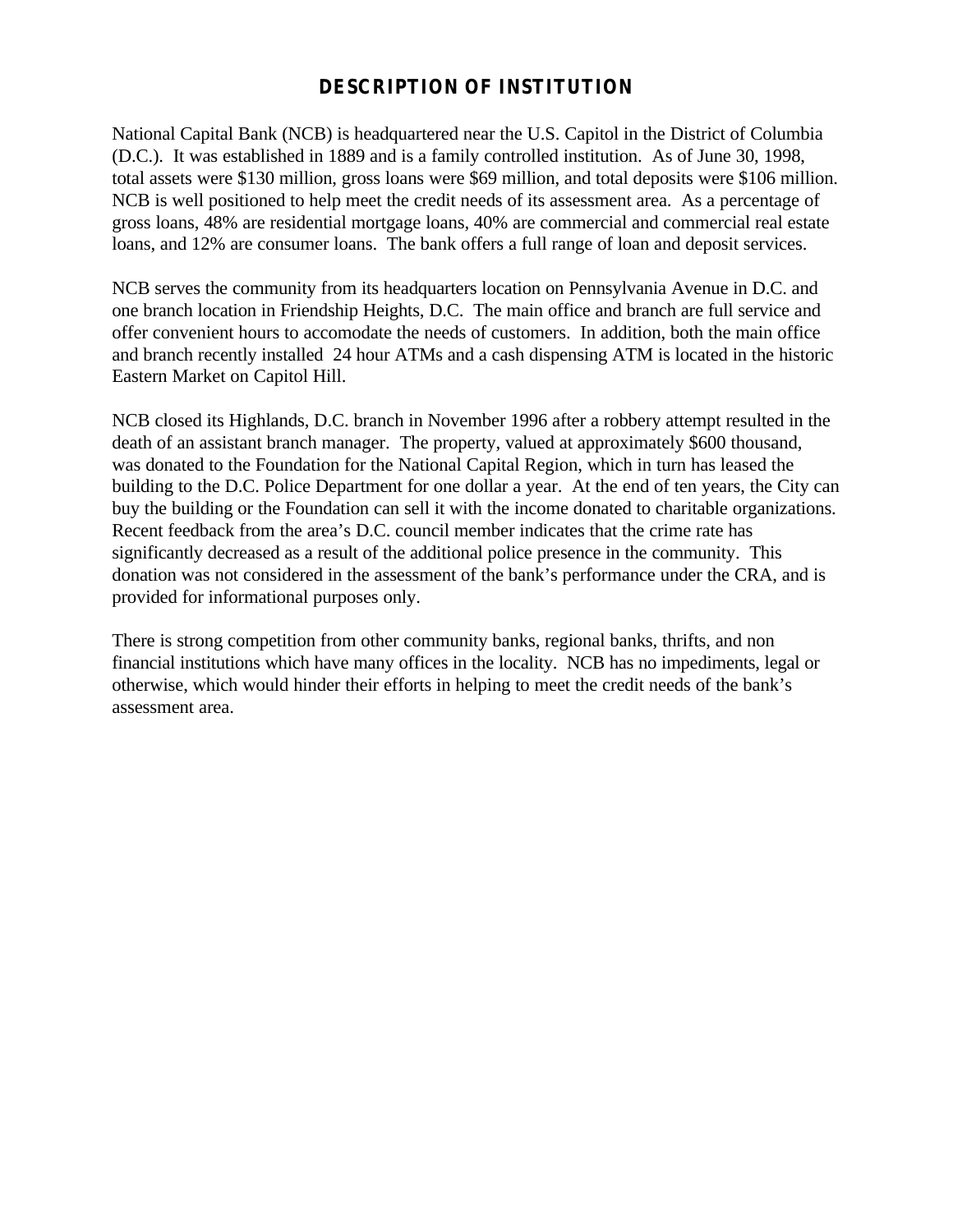# DESCRIPTION OF INSTITUTION

National Capital Bank (NCB) is headquartered near the U.S. Capitol in the District of Columbia (D.C.). It was established in 1889 and is a family controlled institution. As of June 30, 1998, total assets were $130 million, gross loans were $69 million, and total deposits were $106 million. NCB is well positioned to help meet the credit needs of its assessment area. As a percentage of gross loans, 48% are residential mortgage loans, 40% are commercial and commercial real estate loans, and 12% are consumer loans. The bank offers a full range of loan and deposit services.

NCB serves the community from its headquarters location on Pennsylvania Avenue in D.C. and one branch location in Friendship Heights, D.C. The main office and branch are full service and offer convenient hours to accomodate the needs of customers. In addition, both the main office and branch recently installed 24 hour ATMs and a cash dispensing ATM is located in the historic Eastern Market on Capitol Hill.

NCB closed its Highlands, D.C. branch in November 1996 after a robbery attempt resulted in the death of an assistant branch manager. The property, valued at approximately $600 thousand, was donated to the Foundation for the National Capital Region, which in turn has leased the building to the D.C. Police Department for one dollar a year. At the end of ten years, the City can buy the building or the Foundation can sell it with the income donated to charitable organizations. Recent feedback from the area's D.C. council member indicates that the crime rate has significantly decreased as a result of the additional police presence in the community. This donation was not considered in the assessment of the bank's performance under the CRA, and is provided for informational purposes only.

There is strong competition from other community banks, regional banks, thrifts, and non financial institutions which have many offices in the locality. NCB has no impediments, legal or otherwise, which would hinder their efforts in helping to meet the credit needs of the bank's assessment area.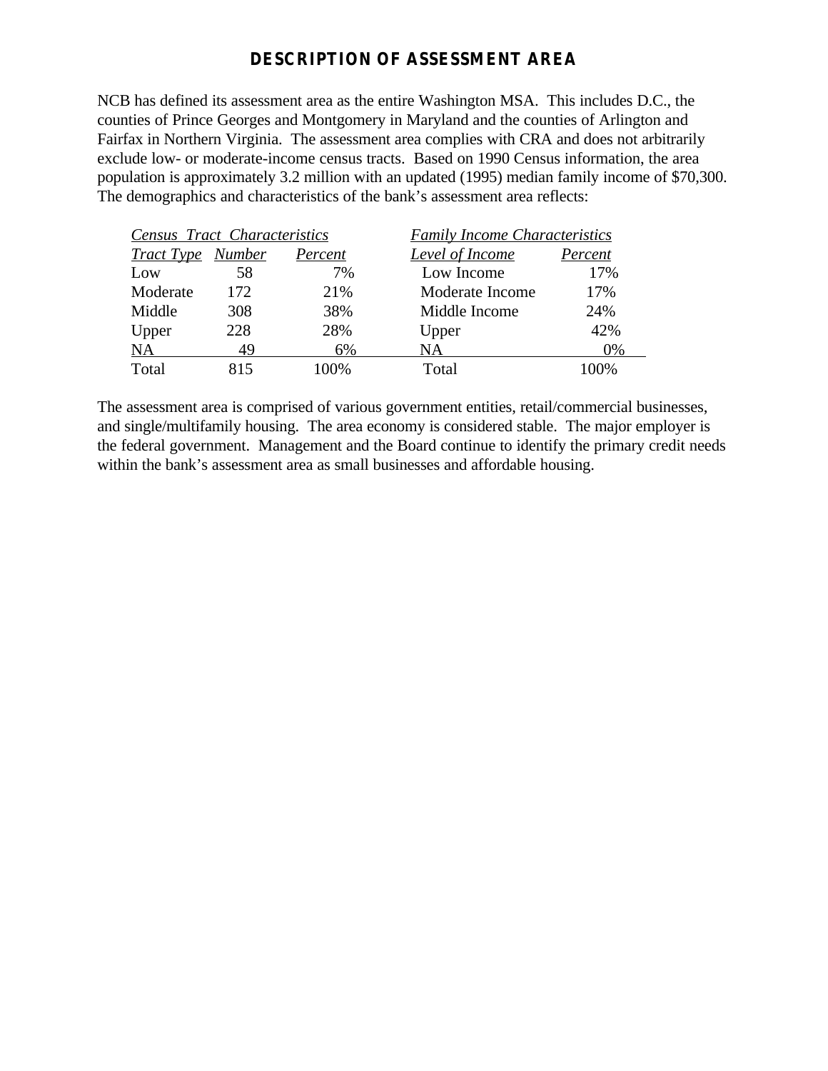## DESCRIPTION OF ASSESSMENT AREA

NCB has defined its assessment area as the entire Washington MSA. This includes D.C., the counties of Prince Georges and Montgomery in Maryland and the counties of Arlington and Fairfax in Northern Virginia. The assessment area complies with CRA and does not arbitrarily exclude low- or moderate-income census tracts. Based on 1990 Census information, the area population is approximately 3.2 million with an updated (1995) median family income of $70,300. The demographics and characteristics of the bank's assessment area reflects:

| *Census Tract Characteristics* | | | *Family Income Characteristics* | |
|---|---|---|---|---|
| *Tract Type* | *Number* | *Percent* | *Level of Income* | *Percent* |
| Low | 58 | 7% | Low Income | 17% |
| Moderate | 172 | 21% | Moderate Income | 17% |
| Middle | 308 | 38% | Middle Income | 24% |
| Upper | 228 | 28% | Upper | 42% |
| NA | 49 | 6% | NA | 0% |
| Total | 815 | 100% | Total | 100% |

The assessment area is comprised of various government entities, retail/commercial businesses, and single/multifamily housing. The area economy is considered stable. The major employer is the federal government. Management and the Board continue to identify the primary credit needs within the bank's assessment area as small businesses and affordable housing.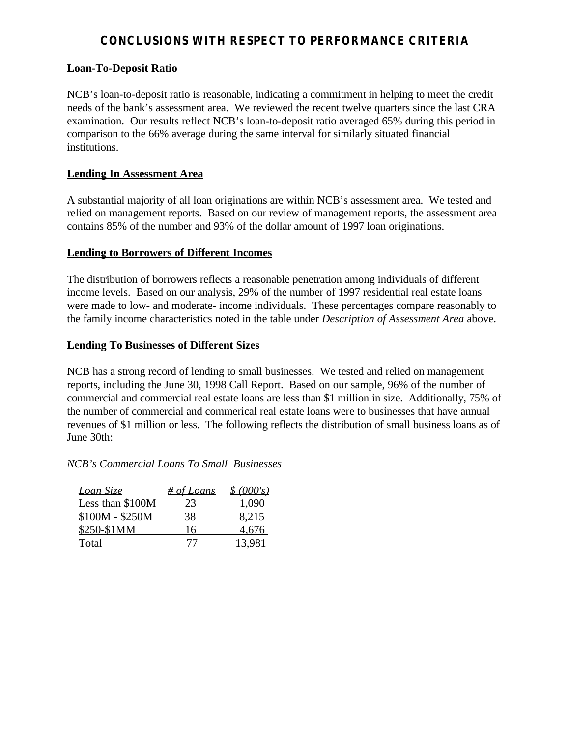# CONCLUSIONS WITH RESPECT TO PERFORMANCE CRITERIA

**Loan-To-Deposit Ratio**

NCB's loan-to-deposit ratio is reasonable, indicating a commitment in helping to meet the credit needs of the bank's assessment area. We reviewed the recent twelve quarters since the last CRA examination. Our results reflect NCB's loan-to-deposit ratio averaged 65% during this period in comparison to the 66% average during the same interval for similarly situated financial institutions.

**Lending In Assessment Area**

A substantial majority of all loan originations are within NCB's assessment area. We tested and relied on management reports. Based on our review of management reports, the assessment area contains 85% of the number and 93% of the dollar amount of 1997 loan originations.

**Lending to Borrowers of Different Incomes**

The distribution of borrowers reflects a reasonable penetration among individuals of different income levels. Based on our analysis, 29% of the number of 1997 residential real estate loans were made to low- and moderate- income individuals. These percentages compare reasonably to the family income characteristics noted in the table under *Description of Assessment Area* above.

**Lending To Businesses of Different Sizes**

NCB has a strong record of lending to small businesses. We tested and relied on management reports, including the June 30, 1998 Call Report. Based on our sample, 96% of the number of commercial and commercial real estate loans are less than $1 million in size. Additionally, 75% of the number of commercial and commerical real estate loans were to businesses that have annual revenues of $1 million or less. The following reflects the distribution of small business loans as of June 30th:

*NCB's Commercial Loans To Small Businesses*

| *Loan Size* | *# of Loans* | *$ (000's)* |
|---|---|---|
| Less than $100M | 23 | 1,090 |
| $100M - $250M | 38 | 8,215 |
| $250-$1MM | 16 | 4,676 |
| Total | 77 | 13,981 |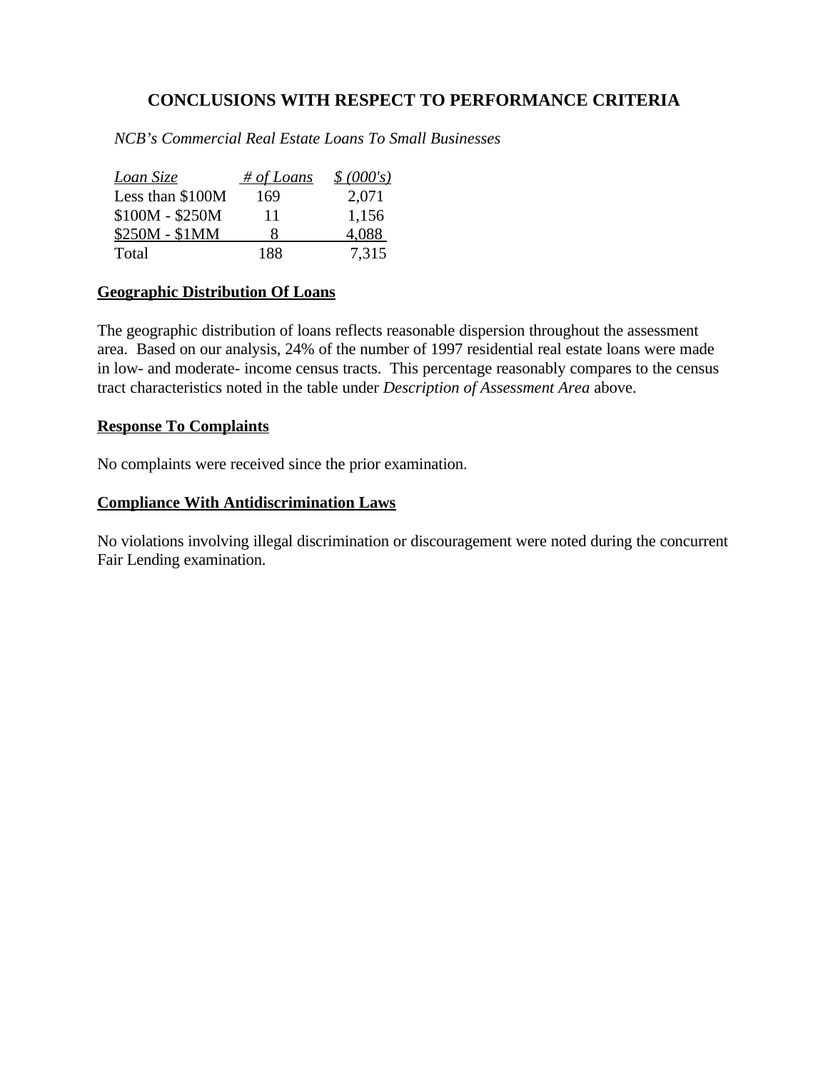## CONCLUSIONS WITH RESPECT TO PERFORMANCE CRITERIA

*NCB's Commercial Real Estate Loans To Small Businesses*

| *Loan Size* | *# of Loans* | *$ (000's)* |
|---|---|---|
| Less than $100M | 169 | 2,071 |
| $100M - $250M | 11 | 1,156 |
| $250M - $1MM | 8 | 4,088 |
| Total | 188 | 7,315 |

**Geographic Distribution Of Loans**

The geographic distribution of loans reflects reasonable dispersion throughout the assessment area. Based on our analysis, 24% of the number of 1997 residential real estate loans were made in low- and moderate- income census tracts. This percentage reasonably compares to the census tract characteristics noted in the table under *Description of Assessment Area* above.

**Response To Complaints**

No complaints were received since the prior examination.

**Compliance With Antidiscrimination Laws**

No violations involving illegal discrimination or discouragement were noted during the concurrent Fair Lending examination.